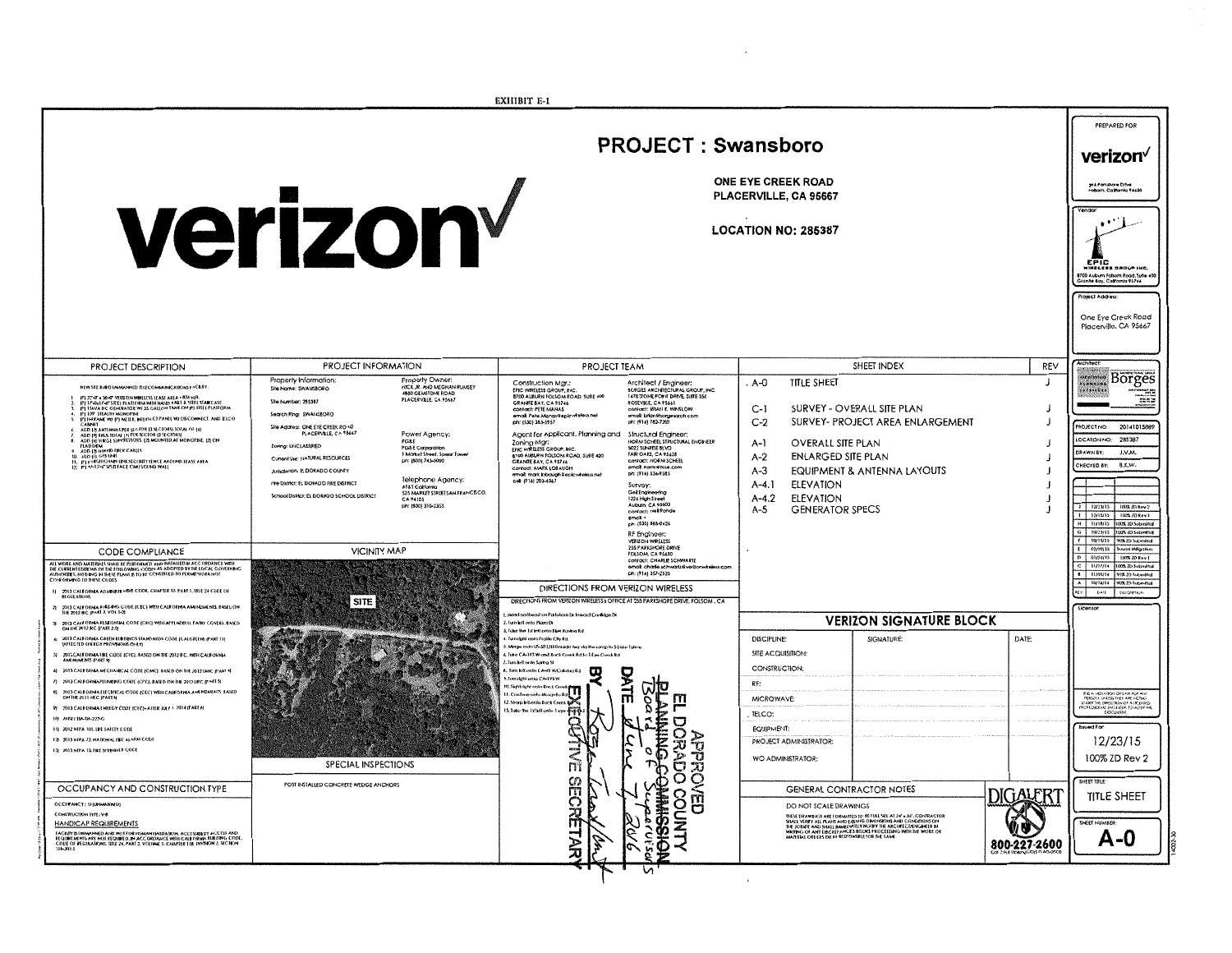EXHIBIT E-1

# PROJECT : Swansboro

verizon

ONE EYE CREEK ROAD
PLACERVILLE, CA 95667

LOCATION NO: 285387

## PROJECT DESCRIPTION

NEW SITE BUILD UNMANNED TELECOMMUNICATIONS FACILITY.

1. (P) 27'-6" x 36'-6" VERIZON WIRELESS LEASE AREA = 836 sq.ft.
2. (P) 17'-6" x 17'-6" STEEL PLATFORM WITH HAND RAILS & STEEL STAIRCASE
3. (P) 15kVA DC GENERATOR W/ 25 GALLON TANK ON (P) STEEL PLATFORM
4. (P) 109' STEALTH MONOPINE
5. (P) INFRAME W/ (P) METER, INTERSECT PANEL W/ DISCONNECT, AND TELCO CABINET
6. ADD (3) ANTENNAS PER SECTOR (3 SECTORS) TOTAL OF (9)
7. ADD (9) RRUS TOTAL (3) PER SECTOR (3 SECTORS)
8. ADD (6) SURGE SUPPRESSORS, (2) MOUNTED AT MONOPINE, (2) ON PLATFORM
9. ADD (2) HYBRID FIBER CABLES
10. ADD (1) GPS UNIT
11. (P) 6' HIGH CHAIN LINK SECURITY FENCE AROUND LEASE AREA
12. (P) 11'-2½" SPLITFACE CMU SOUND WALL

## PROJECT INFORMATION

Property Information:
Site Name: SWANSBORO
Site Number: 285387
Search Ring: SWANSBORO
Site Address: ONE EYE CREEK ROAD PLACERVILLE, CA 95667
Zoning: UNCLASSIFIED
Current Use: NATURAL RESOURCES
Jurisdiction: EL DORADO COUNTY
Fire District: EL DORADO FIRE DISTRICT
School District: EL DORADO SCHOOL DISTRICT

Property Owner:
NICK JR. AND MEGHAN RUMSEY
4880 GEMSTONE ROAD
PLACERVILLE, CA 95667

Power Agency:
PG&E
PG&E Corporation
1 Market Street, Spear Tower
ph: (800) 743-5000

Telephone Agency:
AT&T California
525 MARKET STREET SAN FRANCISCO, CA 94105
ph: (800) 310-2355

## PROJECT TEAM

Construction Mgr.:
EPIC WIRELESS GROUP, INC.
8700 AUBURN FOLSOM ROAD, SUITE 400
GRANITE BAY, CA 95746
contact: PETE MANAS
email: Pete.Manas@epicwireless.net
ph: (530) 383-5957

Agent for Applicant, Planning and Zoning Mgr:
EPIC WIRELESS GROUP, INC.
8700 AUBURN FOLSOM ROAD, SUITE 400
GRANITE BAY, CA 95746
contact: MARK LOBAUGH
email: mark.lobaugh@epicwireless.net
cell: (916) 203-4067

Architect / Engineer:
BORGES ARCHITECTURAL GROUP, INC.
1478 STONE POINT DRIVE, SUITE 350
ROSEVILLE, CA 95661
contact: BRIAN E. WINSLOW
email: brian@borgesarch.com
ph: (916) 782-7200

Structural Engineer:
NORM SCHEEL STRUCTURAL ENGINEER
5022 SUNRISE BLVD
FAIR OAKS, CA 95628
contact: NORM SCHEEL
email: norm@nse.com
ph: (916) 536-9585

Survey:
Gell Engineering
1226 High Street
Auburn, CA 95603
contact: Neil Ronde
email: -
ph: (530) 885-0426

RF Engineer:
VERIZON WIRELESS
255 PARKSHORE DRIVE
FOLSOM, CA 95630
contact: CHARLIE SCHWARTZ
email: charlie.schwartz@verizonwireless.com
ph: (916) 357-2526

## SHEET INDEX

| SHEET | DESCRIPTION | REV |
|---|---|---|
| A-0 | TITLE SHEET | J |
| C-1 | SURVEY - OVERALL SITE PLAN | J |
| C-2 | SURVEY- PROJECT AREA ENLARGEMENT | J |
| A-1 | OVERALL SITE PLAN | J |
| A-2 | ENLARGED SITE PLAN | J |
| A-3 | EQUIPMENT & ANTENNA LAYOUTS | J |
| A-4.1 | ELEVATION | J |
| A-4.2 | ELEVATION | J |
| A-5 | GENERATOR SPECS | J |

## CODE COMPLIANCE

ALL WORK AND MATERIALS SHALL BE PERFORMED AND INSTALLED IN ACCORDANCE WITH THE CURRENT EDITIONS OF THE FOLLOWING CODES AS ADOPTED BY THE LOCAL GOVERNING AUTHORITIES. NOTHING IN THESE PLANS IS TO BE CONSTRUED TO PERMIT WORK NOT CONFORMING TO THESE CODES.

1. 2013 CALIFORNIA ADMINISTRATIVE CODE, CHAPTER 10, PART 1, TITLE 24 CODE OF REGULATIONS
2. 2013 CALIFORNIA BUILDING CODE (CBC) WITH CALIFORNIA AMENDMENTS, BASED ON THE 2012 IBC (PART 2, VOL 1-2)
3. 2013 CALIFORNIA RESIDENTIAL CODE (CRC) WITH APPENDIX H, PATIO COVERS, BASED ON THE 2012 IRC (PART 2.5)
4. 2013 CALIFORNIA GREEN BUILDINGS STANDARDS CODE (CALGREEN) (PART 11) (AFFECTED ENERGY PROVISIONS ONLY)
5. 2013 CALIFORNIA FIRE CODE (CFC), BASED ON THE 2012 IFC, WITH CALIFORNIA AMENDMENTS (PART 9)
6. 2013 CALIFORNIA MECHANICAL CODE (CMC) BASED ON THE 2012 UMC (PART 4)
7. 2013 CALIFORNIA PLUMBING CODE (CPC), BASED ON THE 2012 UPC (PART 5)
8. 2013 CALIFORNIA ELECTRICAL CODE (CEC) WITH CALIFORNIA AMENDMENTS, BASED ON THE 2011 NEC (PART 3)
9. 2013 CALIFORNIA ENERGY CODE (CEC) AFTER JULY 1, 2014 (PART 6)
10. ANSI / TIA-TIA-222-G
11. 2012 NFPA 101, LIFE SAFETY CODE
12. 2013 NFPA 72, NATIONAL FIRE ALARM CODE
13. 2013 NFPA 13, FIRE SPRINKLER CODE

## VICINITY MAP

SITE

## DIRECTIONS FROM VERIZON WIRELESS

DIRECTIONS FROM VERIZON WIRELESS'S OFFICE AT 255 PARKSHORE DRIVE, FOLSOM, CA

1. Head northeast on Parkshore Dr toward Coolidge Dr
2. Turn left onto Plaza Dr
3. Take the 1st left onto Blue Ravine Rd
4. Turn right onto Prairie City Rd
5. Merge onto US-50 E/El Dorado Fwy via the ramp to S Lake Tahoe
6. Take CA-193 W and Buck Creek Rd to 1 Eye Creek Rd
7. Turn left onto Spring St
8. Turn left onto CA-49 N/Coloma Rd
9. Turn right onto CA-193 W
10. Slight right onto Buck Creek...
11. Continue onto Mosquito Rd
12. Sharp left onto Buck Creek Rd
13. Take the 1st left onto 1 eye ...

APPROVED
EL DORADO COUNTY
~~PLANNING COMMISSION~~ Board of Supervisors
DATE June 7, 2016
BY [signature]
EXECUTIVE SECRETARY

## SPECIAL INSPECTIONS

POST INSTALLED CONCRETE WEDGE ANCHORS

## VERIZON SIGNATURE BLOCK

| DISCIPLINE: | SIGNATURE: | DATE: |
|---|---|---|
| SITE ACQUISITION: | | |
| CONSTRUCTION: | | |
| RF: | | |
| MICROWAVE: | | |
| TELCO: | | |
| EQUIPMENT: | | |
| PROJECT ADMINISTRATOR: | | |
| WO ADMINISTRATOR: | | |

## OCCUPANCY AND CONSTRUCTION TYPE

OCCUPANCY: S (UNMANNED)
CONSTRUCTION TYPE: V-B

HANDICAP REQUIREMENTS

FACILITY IS UNMANNED AND NOT FOR HUMAN HABITATION. ACCESSIBILITY ACCESS AND REQUIREMENTS ARE NOT REQUIRED IN ACCORDANCE WITH CALIFORNIA BUILDING CODE, CODE OF REGULATIONS, TITLE 24, PART 2, VOLUME 1, CHAPTER 11B, DIVISION 2, SECTION 11B-203.5

## GENERAL CONTRACTOR NOTES

DO NOT SCALE DRAWINGS

THESE DRAWINGS ARE FORMATTED TO BE FULL SIZE AT 24" x 36". CONTRACTOR SHALL VERIFY ALL PLANS AND EXISTING DIMENSIONS AND CONDITIONS ON THE JOBSITE AND SHALL IMMEDIATELY NOTIFY THE ARCHITECT/ENGINEER IN WRITING OF ANY DISCREPANCIES BEFORE PROCEEDING WITH THE WORK OR MATERIAL ORDERS OR BE RESPONSIBLE FOR THE SAME.

DIGALERT
800-227-2600
Call 2 Full Working Days in Advance

PREPARED FOR
verizon
255 Parkshore Drive
Folsom, California 95630

Vendor:
EPIC WIRELESS GROUP INC.
8700 Auburn Folsom Road, Suite 400
Granite Bay, California 95746

Project Address:
One Eye Creek Road
Placerville, CA 95667

Architect:
Borges

| | |
|---|---|
| PROJECT NO: | 20141015889 |
| LOCATION NO: | 285387 |
| DRAWN BY: | J.V.M. |
| CHECKED BY: | B.X.W. |

| REV | DATE | DESCRIPTION |
|---|---|---|
| J | 12/23/15 | 100% ZD Rev 2 |
| I | 12/15/15 | 100% ZD Rev 1 |
| H | 11/18/15 | 100% ZD Submittal |
| G | 10/23/15 | 100% ZD Submittal |
| F | 10/15/15 | 90% ZD Submittal |
| E | 02/09/15 | Sound Mitigation |
| D | 01/26/15 | 100% ZD Rev 1 |
| C | 11/17/14 | 100% ZD Submittal |
| B | 11/05/14 | 90% ZD Submittal |
| A | 10/14/14 | 90% ZD Submittal |

Licensor:

IT IS A VIOLATION OF LAW FOR ANY PERSON, UNLESS THEY ARE ACTING UNDER THE DIRECTION OF A LICENSED PROFESSIONAL ENGINEER, TO ALTER THIS DOCUMENT.

Issued For:
12/23/15
100% ZD Rev 2

SHEET TITLE:
TITLE SHEET

SHEET NUMBER:
A-0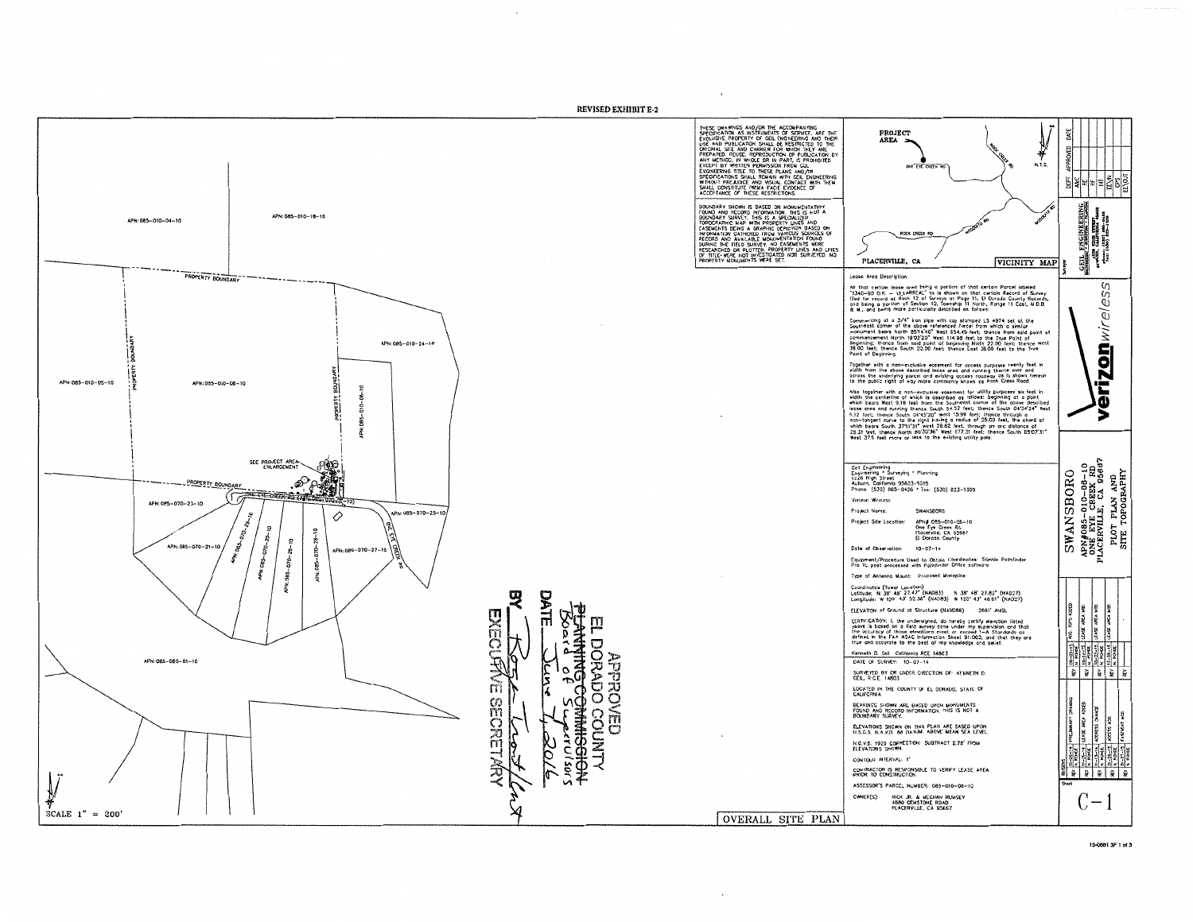**REVISED EXHIBIT E-2**

APN: 085-010-04-10

APN: 085-010-18-10

PROPERTY BOUNDARY

APN: 085-010-24-10

APN: 085-010-05-10

APN: 085-010-06-10

APN: 085-010-08-10

SEE PROJECT AREA ENLARGEMENT

PROPERTY BOUNDARY

ONE EYE CREEK RD

APN: 085-070-23-10

APN: 085-070-25-10

APN: 085-070-21-10

APN: 085-070-29-10

APN: 085-070-30-10

APN: 085-070-26-10

APN: 085-070-28-10

APN: 085-070-27-10

APN: 085-060-01-10

SCALE 1" = 200'

APPROVED
EL DORADO COUNTY
~~PLANNING COMMISSION~~
Board of Supervisors
DATE June 7, 2016
BY [signature]
EXECUTIVE SECRETARY

THESE DRAWINGS AND/OR THE ACCOMPANYING SPECIFICATION AS INSTRUMENTS OF SERVICE, ARE THE EXCLUSIVE PROPERTY OF GEIL ENGINEERING AND THEIR USE AND PUBLICATION SHALL BE RESTRICTED TO THE ORIGINAL SITE AND CARRIER FOR WHICH THEY ARE PREPARED. REUSE, REPRODUCTION OF PUBLICATION BY ANY METHOD, IN WHOLE OR IN PART, IS PROHIBITED EXCEPT BY WRITTEN PERMISSION FROM GEIL ENGINEERING TITLE TO THESE PLANS AND/OR SPECIFICATIONS SHALL REMAIN WITH GEIL ENGINEERING WITHOUT PREJUDICE AND VISUAL CONTACT WITH THEM SHALL CONSTITUTE PRIMA FACIE EVIDENCE OF ACCEPTANCE OF THESE RESTRICTIONS.

BOUNDARY SHOWN IS BASED ON MONUMENTATION FOUND AND RECORD INFORMATION. THIS IS NOT A BOUNDARY SURVEY. THIS IS A SPECIALIZED TOPOGRAPHIC MAP WITH PROPERTY LINES AND EASEMENTS BEING A GRAPHIC DEPICTION BASED ON INFORMATION GATHERED FROM VARIOUS SOURCES OF RECORD AND AVAILABLE MONUMENTATION FOUND DURING THE FIELD SURVEY. NO EASEMENTS WERE RESEARCHED OR PLOTTED. PROPERTY LINES AND LINES OF TITLE WERE NOT INVESTIGATED NOR SURVEYED. NO PROPERTY MONUMENTS WERE SET.

OVERALL SITE PLAN

**VICINITY MAP** (N.T.S.)

PROJECT AREA — ONE EYE CREEK RD — ROCK CREEK RD — MOSQUITO RD — PLACERVILLE, CA

**Lease Area Description**

All that certain lease area being a portion of that certain Parcel labeled "1340-90 O.R. – VLSAREA" as is shown on that certain Record of Survey filed for record at Book 12 of Surveys at Page 11, El Dorado County Records, and being a portion of Section 10, Township 11 North, Range 11 East, M.D.B. & M., and being more particularly described as follows:

Commencing at a 3/4" iron pipe with cap stamped LS 4974 set at the Southeast corner of the above referenced Parcel from which a similar monument bears North 85°14'40" West 654.45 feet; thence from said point of commencement North 19°02'20" West 114.98 feet to the True Point of Beginning; thence from said point of beginning North 22.00 feet; thence West 38.00 feet; thence South 22.00 feet; thence East 38.00 feet to the True Point of Beginning.

Together with a non-exclusive easement for access purposes twenty feet in width from the above described lease area and running thence over and across the underlying parcel and existing access roadway as is shown hereon to the public right of way more commonly known as Rock Creek Road.

Also together with a non-exclusive easement for utility purposes six feet in width the centerline of which is described as follows: Beginning at a point which bears West 9.18 feet from the Southeast corner of the above described lease area and running thence South 54.52 feet; thence South 04°24'24" West 4.12 feet; thence South 04°45'20" West 15.99 feet; thence through a non-tangent curve to the right having a radius of 25.00 feet, the chord of which bears South 37°11'31" West 26.82 feet, through an arc distance of 28.31 feet, thence North 80°30'36" West 177.31 feet; thence South 05°07'31" West 37.5 feet more or less to the existing utility pole.

Geil Engineering
Engineering * Surveying * Planning
1226 High Street
Auburn, California 95603-5015
Phone: (530) 885-0426 * Fax: (530) 823-1309

Verizon Wireless

Project Name: SWANSBORO

Project Site Location: APN# 085-010-06-10
One Eye Creek Rd.
Placerville, CA 95667
El Dorado County

Date of Observation: 10-07-14

Equipment/Procedure Used to Obtain Coordinates: Trimble Pathfinder Pro XL post processed with Pathfinder Office software

Type of Antenna Mount: Proposed Monopine

Coordinates (Tower Location)
Latitude: N 38° 48' 27.47" (NAD83) N 38° 48' 27.82" (NAD27)
Longitude: W 120° 43' 52.36" (NAD83) W 120° 43' 48.61" (NAD27)

ELEVATION of Ground at Structure (NAVD88) 2661' AMSL

CERTIFICATION: I, the undersigned, do hereby certify elevation listed above is based on a field survey done under my supervision and that the accuracy of those elevations meet or exceed 1-A Standards as defined in the FAA ASAC Information Sheet 91:003, and that they are true and accurate to the best of my knowledge and belief.

Kenneth D. Geil California RCE 14803

DATE OF SURVEY: 10-07-14

SURVEYED BY OR UNDER DIRECTION OF: KENNETH D. GEIL, R.C.E. 14803

LOCATED IN THE COUNTY OF EL DORADO, STATE OF CALIFORNIA

BEARINGS SHOWN ARE BASED UPON MONUMENTS FOUND AND RECORD INFORMATION. THIS IS NOT A BOUNDARY SURVEY.

ELEVATIONS SHOWN ON THIS PLAN ARE BASED UPON U.S.C.S. N.A.V.D. 88 DATUM ABOVE MEAN SEA LEVEL.

N.G.V.D. 1929 CORRECTION: SUBTRACT 2.78' FROM ELEVATIONS SHOWN.

CONTOUR INTERVAL: 1'

CONTRACTOR IS RESPONSIBLE TO VERIFY LEASE AREA PRIOR TO CONSTRUCTION.

ASSESSOR'S PARCEL NUMBER: 085-010-06-10

OWNER(S): NICK JR. & MEGHAN RUMSEY
4880 GEMSTONE ROAD
PLACERVILLE, CA 95667

verizon wireless

GEIL ENGINEERING

SWANSBORO
APN#085-010-06-10
ONE EYE CREEK RD
PLACERVILLE, CA 95667
PLOT PLAN AND SITE TOPOGRAPHY

Sheet C-1

15-0681 3F 1 of 3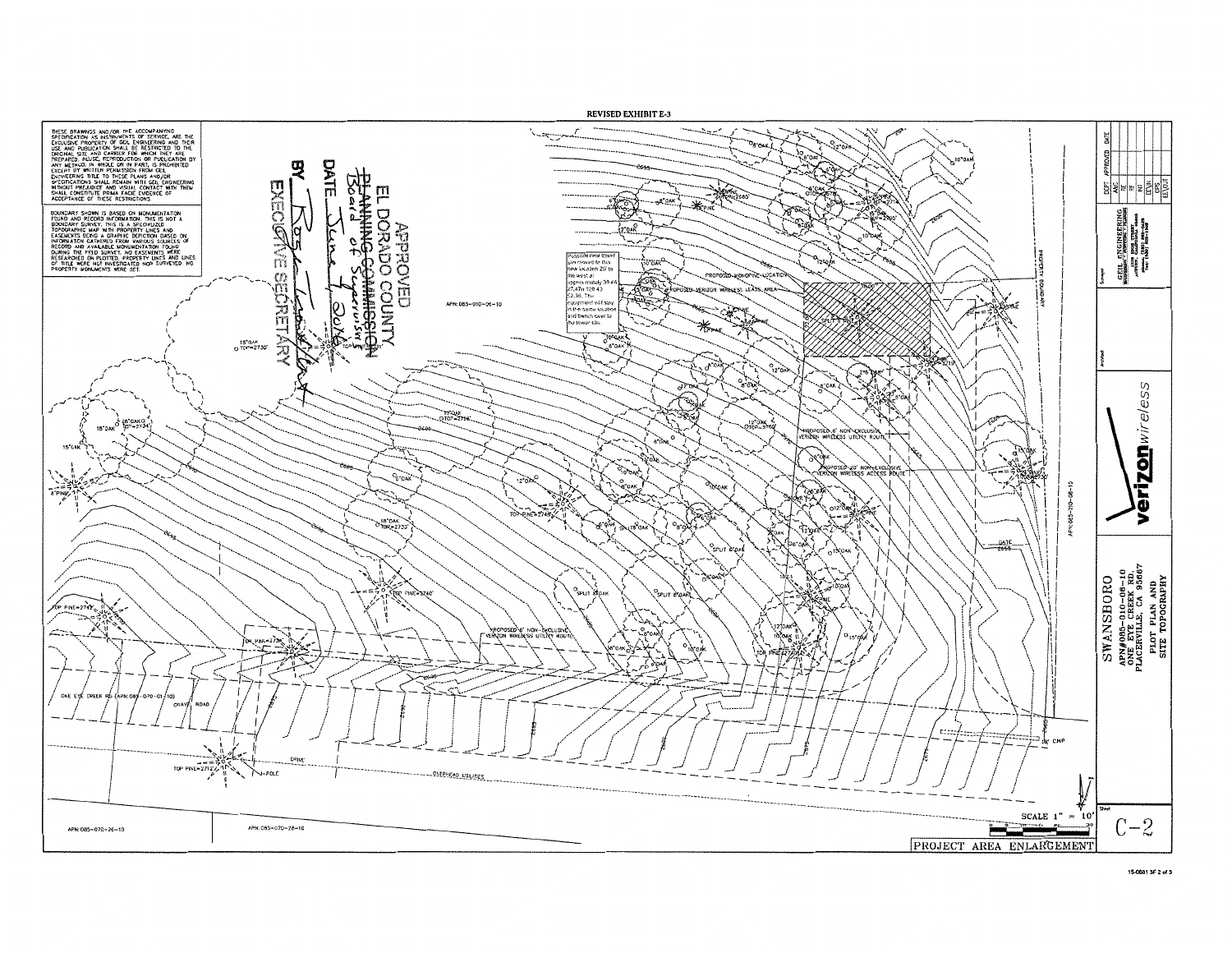REVISED EXHIBIT E-3

THESE DRAWINGS AND/OR THE ACCOMPANYING SPECIFICATION AS INSTRUMENTS OF SERVICE, ARE THE EXCLUSIVE PROPERTY OF GEIL ENGINEERING AND THEIR USE AND PUBLICATION SHALL BE RESTRICTED TO THE ORIGINAL SITE AND CARRIER FOR WHICH THEY ARE PREPARED. REUSE, REPRODUCTION OR PUBLICATION BY ANY METHOD, IN WHOLE OR IN PART, IS PROHIBITED EXCEPT BY WRITTEN PERMISSION FROM GEIL ENGINEERING. TITLE TO THESE PLANS AND/OR SPECIFICATIONS SHALL REMAIN WITH GEIL ENGINEERING WITHOUT PREJUDICE AND VISUAL CONTACT WITH THEM SHALL CONSTITUTE PRIMA FACIE EVIDENCE OF ACCEPTANCE OF THESE RESTRICTIONS.

BOUNDARY SHOWN IS BASED ON MONUMENTATION FOUND AND RECORD INFORMATION. THIS IS NOT A BOUNDARY SURVEY. THIS IS A SPECIALIZED TOPOGRAPHIC MAP WITH PROPERTY LINES AND EASEMENTS BEING A GRAPHIC DEPICTION BASED ON INFORMATION GATHERED FROM VARIOUS SOURCES OF RECORD AND AVAILABLE MONUMENTATION FOUND DURING THE FIELD SURVEY. NO EASEMENTS WERE RESEARCHED OR PLOTTED. PROPERTY LINES AND LINES OF TITLE WERE NOT INVESTIGATED NOR SURVEYED. NO PROPERTY MONUMENTS WERE SET.

APPROVED
EL DORADO COUNTY
~~PLANNING COMMISSION~~ Board of Supervisors
DATE June 7, 2016
BY [signature]
EXECUTIVE SECRETARY

Proposed new tower site moved to this new location 20' to the west at approximately 38.64 / 47.47 / 120.43 / 52.36. The equipment will stay in the same location and trench over to the tower site.

PROPOSED MONOPINE LOCATION

PROPOSED VERIZON WIRELESS LEASE AREA

PROPOSED 6' NON-EXCLUSIVE VERIZON WIRELESS UTILITY ROUTE

PROPOSED 20' NON-EXCLUSIVE VERIZON WIRELESS ACCESS ROUTE

PROPOSED 6' NON-EXCLUSIVE VERIZON WIRELESS UTILITY ROUTE

PROPERTY BOUNDARY

APN: 085-010-06-10

APN: 085-010-26-10

APN: 085-070-08-10

ONE EYE CREEK RD (APN: 085-070-01-10) GRAVEL ROAD

DRIVE

POLE

OVERHEAD UTILITIES

CMP

GATE

APN: 085-070-26-10

APN: 085-070-28-10

SCALE 1" = 10'

PROJECT AREA ENLARGEMENT

GEIL ENGINEERING

verizon wireless

SWANSBORO
APN#085-010-06-10
ONE EYE CREEK RD.
PLACERVILLE, CA 95667
PLOT PLAN AND SITE TOPOGRAPHY

Sheet C-2

15-0681 3F 2 of 3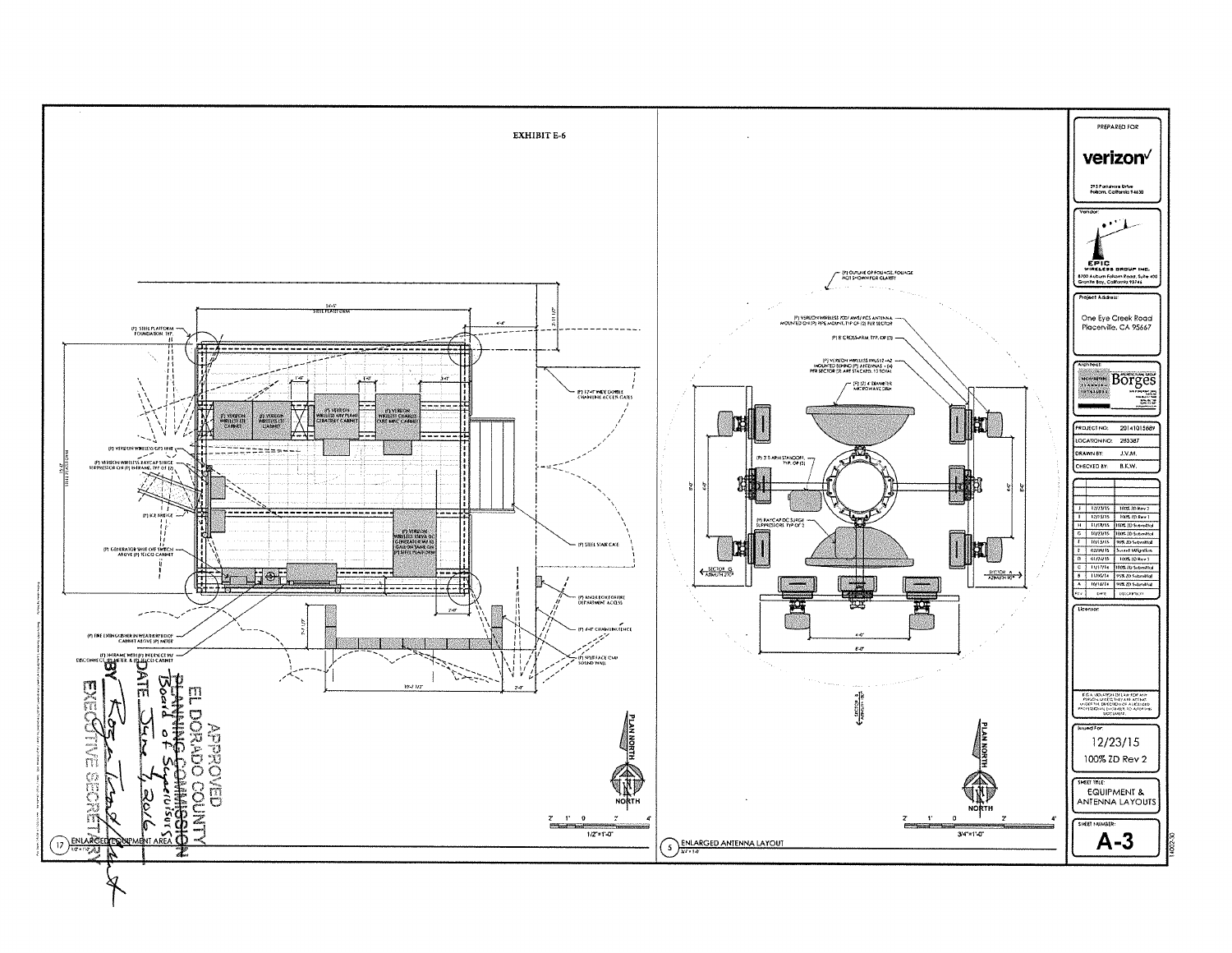EXHIBIT E-6

PREPARED FOR

verizon✓

295 Parkshore Drive
Folsom, California 95630

Vendor:

EPIC WIRELESS GROUP INC.
8700 Auburn Folsom Road, Suite 400
Granite Bay, California 95746

Project Address:

One Eye Creek Road
Placerville, CA 95667

Architect:

Borges

| PROJECT NO: | 20141015889 |
| --- | --- |
| LOCATION NO: | 285387 |
| DRAWN BY: | J.V.M. |
| CHECKED BY: | B.K.W. |

| REV | DATE | DESCRIPTION |
| --- | --- | --- |
| J | 12/23/15 | 100% ZD Rev 2 |
| I | 12/2/15 | 100% ZD Rev 1 |
| H | 11/19/15 | 100% ZD Submittal |
| G | 10/23/15 | 100% ZD Submittal |
| F | 10/13/15 | 90% ZD Submittal |
| E | 02/09/15 | Summit Mitigation |
| D | 01/26/15 | 100% ZD Rev 1 |
| C | 11/17/14 | 100% ZD Submittal |
| B | 11/06/14 | 90% ZD Submittal |
| A | 10/16/14 | 90% ZD Submittal |

Licensor:

IT IS A VIOLATION OF LAW FOR ANY PERSON, UNLESS THEY ARE ACTING UNDER THE DIRECTION OF A LICENSED PROFESSIONAL ENGINEER, TO ALTER THIS DOCUMENT.

Issued For:

12/23/15
100% ZD Rev 2

SHEET TITLE:

EQUIPMENT & ANTENNA LAYOUTS

SHEET NUMBER:

A-3

APPROVED
EL DORADO COUNTY
PLANNING COMMISSION
Board of Supervisors
DATE June 7, 2016
BY Roger Trout
EXECUTIVE SECRETARY

17 ENLARGED EQUIPMENT AREA — 1/2"=1'-0"

5 ENLARGED ANTENNA LAYOUT — 3/4"=1'-0"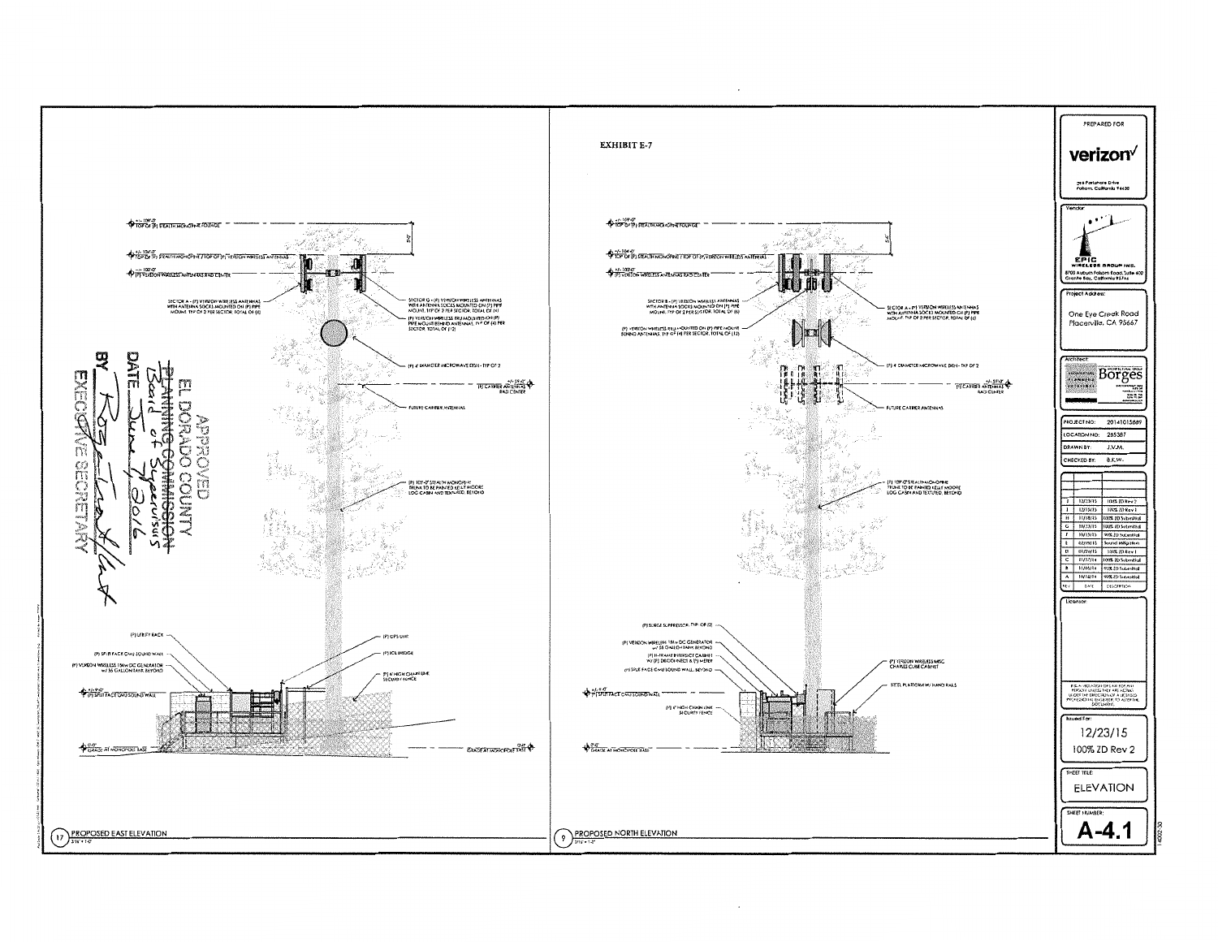EXHIBIT E-7

+/- 109'-0"
TOP OF (P) STEALTH MONOPINE FOLIAGE

+/- 104'-0"
TOP OF (P) STEALTH MONOPINE / TOP OF (P) VERIZON WIRELESS ANTENNAS

+/- 100'-0"
(P) VERIZON WIRELESS ANTENNAS RAD CENTER

SECTOR A - (P) VERIZON WIRELESS ANTENNAS WITH ANTENNA SOCKS MOUNTED ON (P) PIPE MOUNT, TYP OF 2 PER SECTOR, TOTAL OF (6)

SECTOR C - (P) VERIZON WIRELESS ANTENNAS WITH ANTENNA SOCKS MOUNTED ON (P) PIPE MOUNT, TYP OF 2 PER SECTOR, TOTAL OF (6)

(P) VERIZON WIRELESS RRU MOUNTED ON (P) PIPE MOUNT BEHIND ANTENNAS, TYP OF (4) PER SECTOR, TOTAL OF (12)

(P) 4' DIAMETER MICROWAVE DISH - TYP OF 2

+/- 59'-0"
(F) CARRIER ANTENNAS RAD CENTER

FUTURE CARRIER ANTENNAS

(P) 109'-0" STEALTH MONOPINE TRUNK TO BE PAINTED KELLY MOORE LOG CABIN AND TEXTURED, BEYOND

APPROVED
EL DORADO COUNTY
~~PLANNING COMMISSION~~
Board of Supervisors
DATE June 7, 2016
BY [signature]
EXECUTIVE SECRETARY

(P) UTILITY RACK

(P) SPLIT FACE CMU SOUND WALL

(P) VERIZON WIRELESS 15kw DC GENERATOR w/ 55 GALLON TANK BEYOND

(P) GPS UNIT

(P) ICE BRIDGE

(P) 6' HIGH CHAIN LINK SECURITY FENCE

+/- 9'-0"
(P) SPLIT FACE CMU SOUND WALL

0'-0"
GRADE AT MONOPOLE BASE

GRADE AT MONOPOLE BASE

17 PROPOSED EAST ELEVATION

SECTOR B - (P) VERIZON WIRELESS ANTENNAS WITH ANTENNA SOCKS MOUNTED ON (P) PIPE MOUNT, TYP OF 2 PER SECTOR, TOTAL OF (6)

SECTOR A - (P) VERIZON WIRELESS ANTENNAS WITH ANTENNA SOCKS MOUNTED ON (P) PIPE MOUNT, TYP OF 2 PER SECTOR, TOTAL OF (6)

(P) VERIZON WIRELESS RRU MOUNTED ON (P) PIPE MOUNT BEHIND ANTENNAS, TYP OF (4) PER SECTOR, TOTAL OF (12)

(P) SURGE SUPPRESSOR, TYP. OF (2)

(P) VERIZON WIRELESS 15kw DC GENERATOR w/ 55 GALLON TANK BEYOND

(P) H-FRAME W/ (P) DISCONNECTS & (P) METER

(P) SPLIT FACE CMU SOUND WALL, BEYOND

(P) VERIZON WIRELESS MSC CHARLES CUBE CABINET

STEEL PLATFORM W/ HAND RAILS

(P) 6' HIGH CHAIN LINK SECURITY FENCE

9 PROPOSED NORTH ELEVATION

PREPARED FOR
verizon
255 Parkshore Drive
Folsom, California 95630

Vendor:
EPIC WIRELESS GROUP INC.
8700 Auburn Folsom Road, Suite 400
Granite Bay, California 95746

Project Address:
One Eye Creek Road
Placerville, CA 95667

Architect:
Borges

| | |
|---|---|
| PROJECT NO: | 20141015889 |
| LOCATION NO: | 265387 |
| DRAWN BY: | J.V.M. |
| CHECKED BY: | B.K.W. |

| REV. | DATE | DESCRIPTION |
|---|---|---|
| J | 12/23/15 | 100% ZD Rev 2 |
| I | 12/15/15 | 100% ZD Rev 1 |
| H | 11/18/15 | 100% ZD Submittal |
| G | 09/23/15 | 100% ZD Submittal |
| F | 05/15/15 | 90% ZD Submittal |
| E | 02/09/15 | Sound Mitigation |
| D | 01/26/15 | 100% ZD Rev 1 |
| C | 11/17/14 | 100% ZD Submittal |
| B | 11/05/14 | 95% ZD Submittal |
| A | 10/14/14 | 90% ZD Submittal |

Licensor:

IT IS A VIOLATION OF LAW FOR ANY PERSON, UNLESS THEY ARE ACTING UNDER THE DIRECTION OF A LICENSED PROFESSIONAL ENGINEER, TO ALTER THIS DOCUMENT.

Issued For:
12/23/15
100% ZD Rev 2

SHEET TITLE:
ELEVATION

SHEET NUMBER:
A-4.1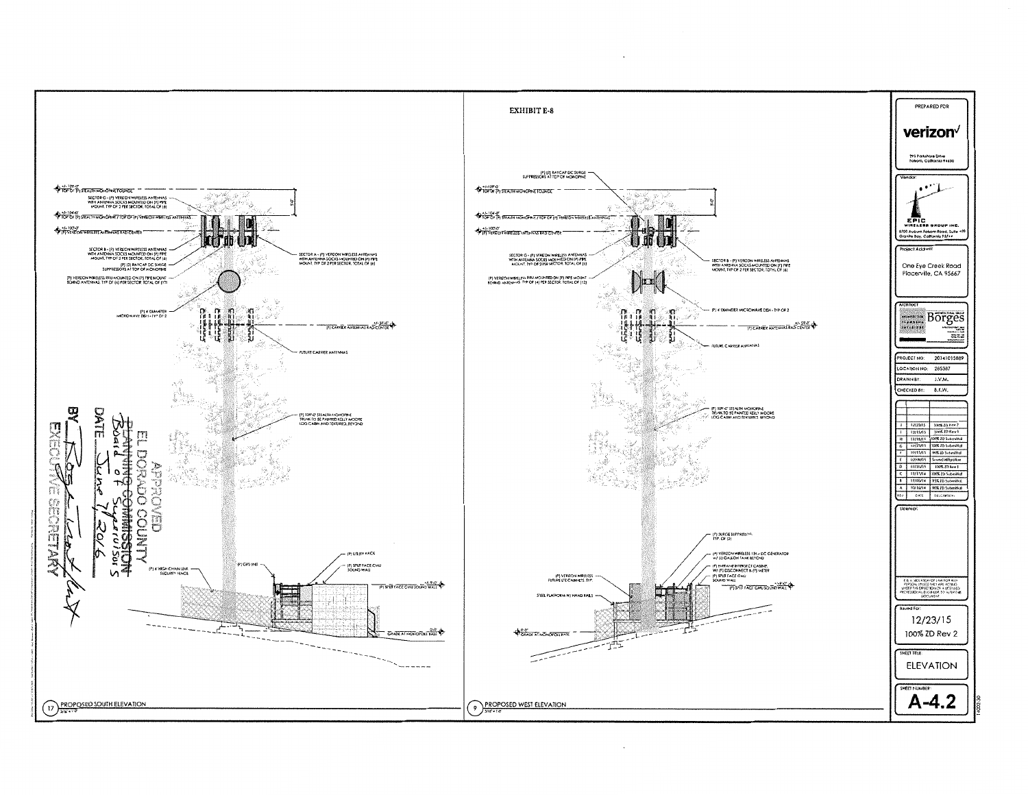EXHIBIT E-8

## PROPOSED SOUTH ELEVATION

+/- 109'-0" TOP OF (P) STEALTH MONOPINE FOLIAGE

SECTOR C - (P) VERIZON WIRELESS ANTENNAS WITH ANTENNA SOCKS MOUNTED ON (P) PIPE MOUNT, TYP OF 2 PER SECTOR, TOTAL OF (6)

+/- 104'-0" TOP OF (P) STEALTH MONOPINE / TOP OF (P) VERIZON WIRELESS ANTENNAS

+/- 100'-0" (P) VERIZON WIRELESS ANTENNAS RAD CENTER

SECTOR B - (P) VERIZON WIRELESS ANTENNAS WITH ANTENNA SOCKS MOUNTED ON (P) PIPE MOUNT, TYP OF 2 PER SECTOR, TOTAL OF (6)

(P) (2) RAYCAP DC SURGE SUPPRESSORS AT TOP OF MONOPINE

(P) VERIZON WIRELESS RRU MOUNTED ON (P) PIPE MOUNT BEHIND ANTENNAS, TYP OF (4) PER SECTOR, TOTAL OF (12)

SECTOR A - (P) VERIZON WIRELESS ANTENNAS WITH ANTENNA SOCKS MOUNTED ON (P) PIPE MOUNT, TYP OF 2 PER SECTOR, TOTAL OF (6)

(P) 4' DIAMETER MICROWAVE DISH - TYP OF 2

+/- 80'-0" (F) CARRIER ANTENNAS RAD CENTER

FUTURE CARRIER ANTENNAS

(P) 109'-0" STEALTH MONOPINE TRUNK TO BE PAINTED KELLY MOORE LOG CABIN AND TEXTURED, BEYOND

(P) UTILITY RACK

(P) GPS UNIT

(P) 6' HIGH CHAIN LINK SECURITY FENCE

(P) SPLIT FACE CMU SOUND WALL

+/- 8'-0" (P) SPLIT FACE CMU SOUND WALL

0'-0" GRADE AT MONOPINE BASE

APPROVED
EL DORADO COUNTY
~~PLANNING COMMISSION~~ Board of Supervisors
DATE June 7, 2016
BY [signature]
EXECUTIVE SECRETARY

## PROPOSED WEST ELEVATION

(P) (2) RAYCAP DC SURGE SUPPRESSORS AT TOP OF MONOPINE

+/- 109'-0" TOP OF (P) STEALTH MONOPINE FOLIAGE

+/- 104'-0" TOP OF (P) STEALTH MONOPINE / TOP OF (P) VERIZON WIRELESS ANTENNAS

+/- 100'-0" (P) VERIZON WIRELESS ANTENNAS RAD CENTER

SECTOR C - (P) VERIZON WIRELESS ANTENNAS WITH ANTENNA SOCKS MOUNTED ON (P) PIPE MOUNT, TYP OF 2 PER SECTOR, TOTAL OF (6)

(P) VERIZON WIRELESS RRU MOUNTED ON (P) PIPE MOUNT BEHIND ANTENNAS, TYP OF (4) PER SECTOR, TOTAL OF (12)

SECTOR B - (P) VERIZON WIRELESS ANTENNAS WITH ANTENNA SOCKS MOUNTED ON (P) PIPE MOUNT, TYP OF 2 PER SECTOR, TOTAL OF (6)

(P) 4' DIAMETER MICROWAVE DISH - TYP OF 2

+/- 80'-0" (F) CARRIER ANTENNAS RAD CENTER

FUTURE CARRIER ANTENNAS

(P) 109'-0" STEALTH MONOPINE TRUNK TO BE PAINTED KELLY MOORE LOG CABIN AND TEXTURED, BEYOND

(P) SURGE SUPPRESSOR, TYP OF (2)

(P) VERIZON WIRELESS 15kW DC GENERATOR W/ 55 GALLON TANK BEYOND

(P) INTERSECT CABINET W/ (P) DISCONNECT & (P) METER

(P) SPLIT FACE CMU SOUND WALL

(P) VERIZON WIRELESS FUTURE LTE CABINETS, TYP

STEEL PLATFORM W/ HAND RAILS

+/- 8'-0" (P) SPLIT FACE CMU SOUND WALL

0'-0" GRADE AT MONOPINE BASE

---

PREPARED FOR

**verizon**

295 Parkshore Drive
Folsom, California 95630

Vendor:

EPIC WIRELESS GROUP INC.
8700 Auburn Folsom Road, Suite 400
Granite Bay, California 95746

Project Address:

One Eye Creek Road
Placerville, CA 95667

Architect:

Borges Architectural Group

| | |
|---|---|
| PROJECT NO: | 20141015889 |
| LOCATION NO: | 285387 |
| DRAWN BY: | J.V.M. |
| CHECKED BY: | B.K.W. |

| REV | DATE | DESCRIPTION |
|---|---|---|
| J | 12/23/15 | 100% ZD Rev 2 |
| I | 12/15/15 | 100% ZD Rev 1 |
| H | 11/18/15 | 100% ZD Submittal |
| G | 10/23/15 | 100% ZD Submittal |
| F | 10/15/15 | 90% ZD Submittal |
| E | 02/09/15 | Sound Mitigation |
| D | 01/22/15 | 100% ZD Rev 1 |
| C | 12/17/14 | 100% ZD Submittal |
| B | 12/05/14 | 95% ZD Submittal |
| A | 10/16/14 | 90% ZD Submittal |

Licensor:

IT IS A VIOLATION OF LAW FOR ANY PERSON, UNLESS THEY ARE ACTING UNDER THE DIRECTION OF A LICENSED PROFESSIONAL ENGINEER, TO ALTER THIS DOCUMENT.

Issued For:

12/23/15
100% ZD Rev 2

SHEET TITLE:

ELEVATION

SHEET NUMBER:

A-4.2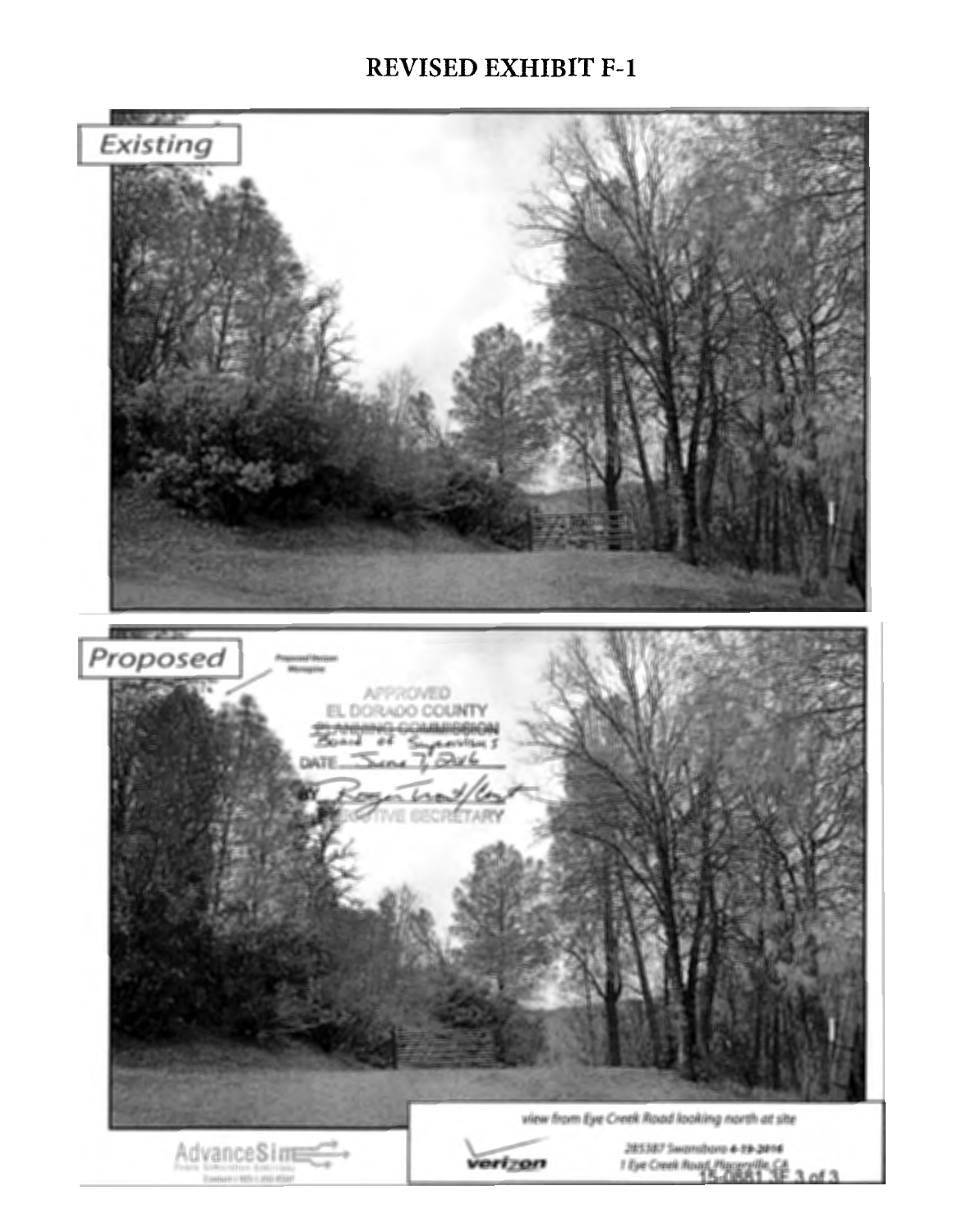# REVISED EXHIBIT F-1

Existing

Proposed

Proposed Verizon Monopine

APPROVED
EL DORADO COUNTY
~~PLANNING COMMISSION~~
Board of Supervisors
DATE June 7, 2016
BY Roger Trout/Clerk
EXECUTIVE SECRETARY

view from Eye Creek Road looking north at site

AdvanceSim

verizon

285387 Swansboro 4-19-2016
1 Eye Creek Road, Placerville, CA

15-0881 3F 3 of 3